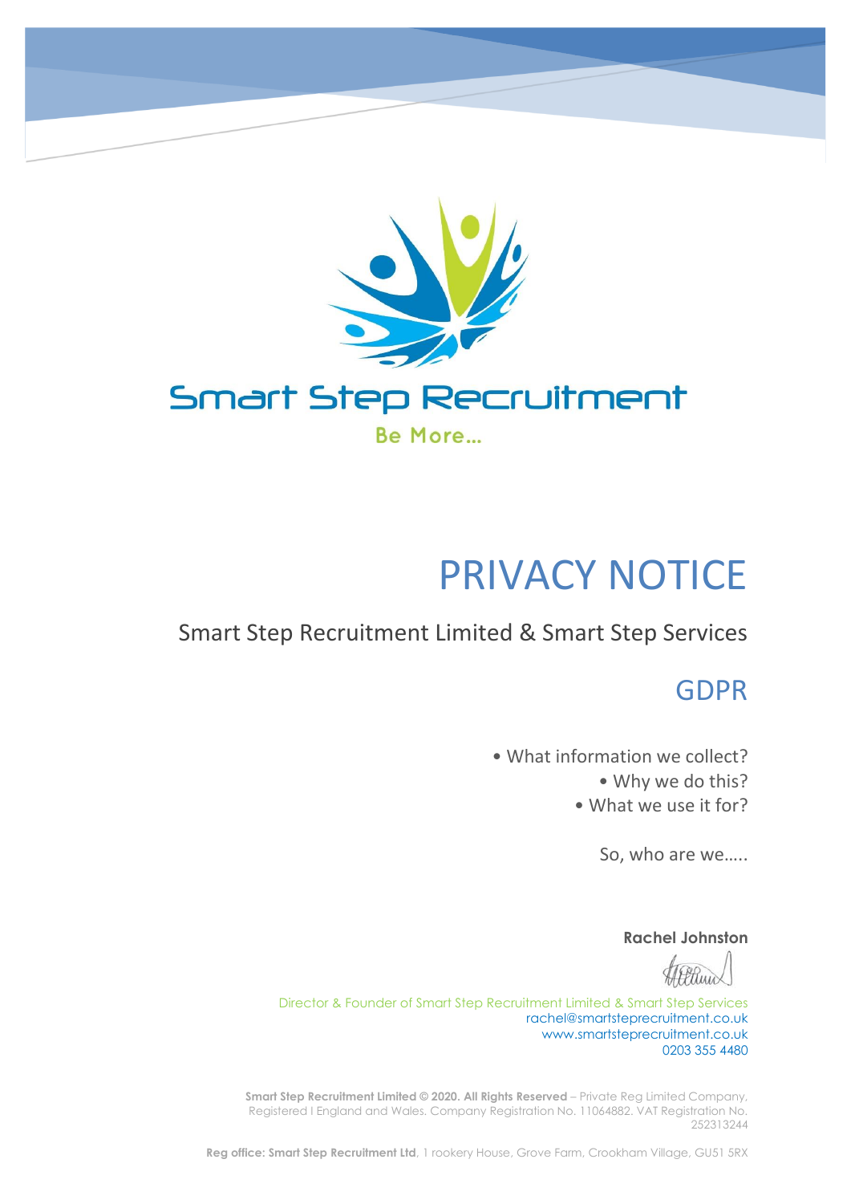Smart Step Recruitment

Be More…

# PRIVACY NOTICE

## Smart Step Recruitment Limited & Smart Step Services

## GDPR

- What information we collect?
- Why we do this?
- What we use it for?

So, who are we…..

**Rachel Johnston**

Director & Founder of Smart Step Recruitment Limited & Smart Step Services
rachel@smartsteprecruitment.co.uk
www.smartsteprecruitment.co.uk
0203 355 4480

**Smart Step Recruitment Limited © 2020. All Rights Reserved** – Private Reg Limited Company, Registered I England and Wales. Company Registration No. 11064882. VAT Registration No. 252313244

**Reg office: Smart Step Recruitment Ltd**, 1 rookery House, Grove Farm, Crookham Village, GU51 5RX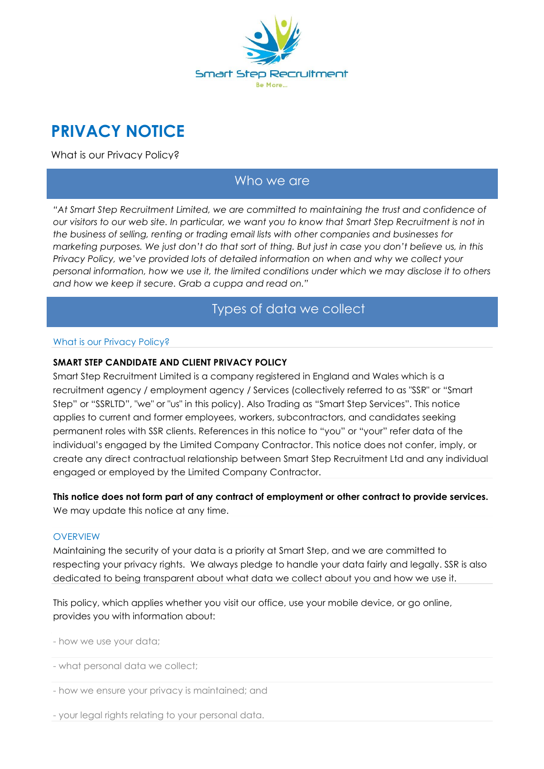# PRIVACY NOTICE

What is our Privacy Policy?

## Who we are

*"At Smart Step Recruitment Limited, we are committed to maintaining the trust and confidence of our visitors to our web site. In particular, we want you to know that Smart Step Recruitment is not in the business of selling, renting or trading email lists with other companies and businesses for marketing purposes. We just don't do that sort of thing. But just in case you don't believe us, in this Privacy Policy, we've provided lots of detailed information on when and why we collect your personal information, how we use it, the limited conditions under which we may disclose it to others and how we keep it secure. Grab a cuppa and read on."*

## Types of data we collect

### What is our Privacy Policy?

**SMART STEP CANDIDATE AND CLIENT PRIVACY POLICY**

Smart Step Recruitment Limited is a company registered in England and Wales which is a recruitment agency / employment agency / Services (collectively referred to as "SSR" or "Smart Step" or "SSRLTD", "we" or "us" in this policy). Also Trading as "Smart Step Services". This notice applies to current and former employees, workers, subcontractors, and candidates seeking permanent roles with SSR clients. References in this notice to "you" or "your" refer data of the individual's engaged by the Limited Company Contractor. This notice does not confer, imply, or create any direct contractual relationship between Smart Step Recruitment Ltd and any individual engaged or employed by the Limited Company Contractor.

**This notice does not form part of any contract of employment or other contract to provide services.** We may update this notice at any time.

### OVERVIEW

Maintaining the security of your data is a priority at Smart Step, and we are committed to respecting your privacy rights. We always pledge to handle your data fairly and legally. SSR is also dedicated to being transparent about what data we collect about you and how we use it.

This policy, which applies whether you visit our office, use your mobile device, or go online, provides you with information about:

- how we use your data;
- what personal data we collect;
- how we ensure your privacy is maintained; and
- your legal rights relating to your personal data.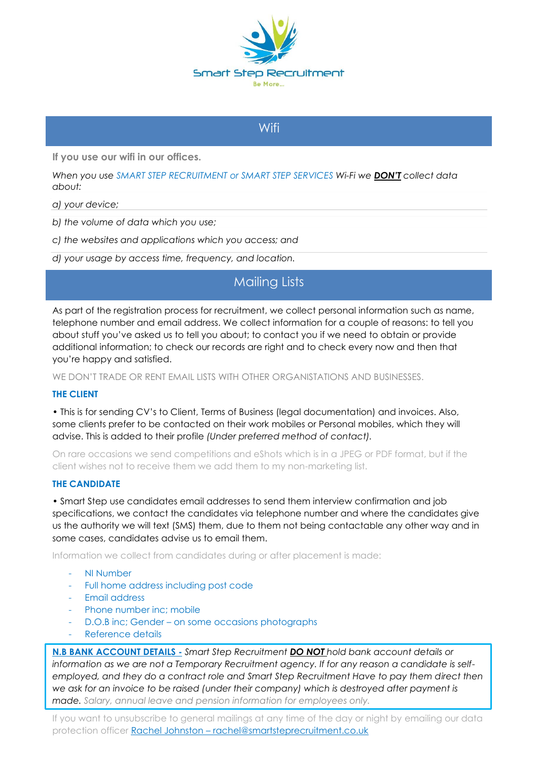## Wifi

**If you use our wifi in our offices.**

*When you use SMART STEP RECRUITMENT or SMART STEP SERVICES Wi-Fi we* ***DON'T*** *collect data about:*

*a) your device;*

*b) the volume of data which you use;*

*c) the websites and applications which you access; and*

*d) your usage by access time, frequency, and location.*

## Mailing Lists

As part of the registration process for recruitment, we collect personal information such as name, telephone number and email address. We collect information for a couple of reasons: to tell you about stuff you've asked us to tell you about; to contact you if we need to obtain or provide additional information; to check our records are right and to check every now and then that you're happy and satisfied.

WE DON'T TRADE OR RENT EMAIL LISTS WITH OTHER ORGANISTATIONS AND BUSINESSES.

**THE CLIENT**

• This is for sending CV's to Client, Terms of Business (legal documentation) and invoices. Also, some clients prefer to be contacted on their work mobiles or Personal mobiles, which they will advise. This is added to their profile *(Under preferred method of contact)*.

On rare occasions we send competitions and eShots which is in a JPEG or PDF format, but if the client wishes not to receive them we add them to my non-marketing list.

**THE CANDIDATE**

• Smart Step use candidates email addresses to send them interview confirmation and job specifications, we contact the candidates via telephone number and where the candidates give us the authority we will text (SMS) them, due to them not being contactable any other way and in some cases, candidates advise us to email them.

Information we collect from candidates during or after placement is made:

- NI Number
- Full home address including post code
- Email address
- Phone number inc; mobile
- D.O.B inc; Gender – on some occasions photographs
- Reference details

**N.B BANK ACCOUNT DETAILS -** *Smart Step Recruitment* ***DO NOT*** *hold bank account details or information as we are not a Temporary Recruitment agency. If for any reason a candidate is self-employed, and they do a contract role and Smart Step Recruitment Have to pay them direct then we ask for an invoice to be raised (under their company) which is destroyed after payment is made. Salary, annual leave and pension information for employees only.*

If you want to unsubscribe to general mailings at any time of the day or night by emailing our data protection officer Rachel Johnston – rachel@smartsteprecruitment.co.uk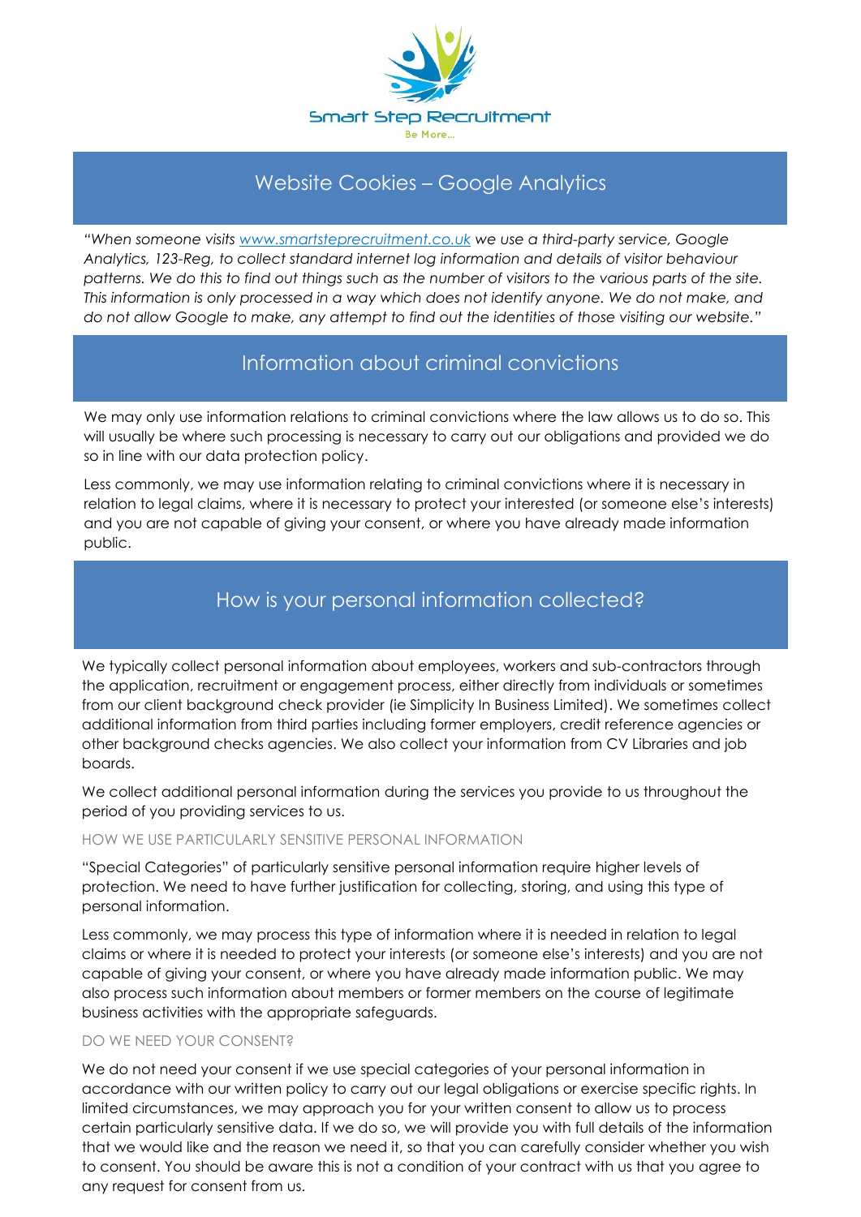Smart Step Recruitment

Be More...

## Website Cookies – Google Analytics

*"When someone visits [www.smartsteprecruitment.co.uk](http://www.smartsteprecruitment.co.uk) we use a third-party service, Google Analytics, 123-Reg, to collect standard internet log information and details of visitor behaviour patterns. We do this to find out things such as the number of visitors to the various parts of the site. This information is only processed in a way which does not identify anyone. We do not make, and do not allow Google to make, any attempt to find out the identities of those visiting our website."*

## Information about criminal convictions

We may only use information relations to criminal convictions where the law allows us to do so. This will usually be where such processing is necessary to carry out our obligations and provided we do so in line with our data protection policy.

Less commonly, we may use information relating to criminal convictions where it is necessary in relation to legal claims, where it is necessary to protect your interested (or someone else's interests) and you are not capable of giving your consent, or where you have already made information public.

## How is your personal information collected?

We typically collect personal information about employees, workers and sub-contractors through the application, recruitment or engagement process, either directly from individuals or sometimes from our client background check provider (ie Simplicity In Business Limited). We sometimes collect additional information from third parties including former employers, credit reference agencies or other background checks agencies. We also collect your information from CV Libraries and job boards.

We collect additional personal information during the services you provide to us throughout the period of you providing services to us.

### HOW WE USE PARTICULARLY SENSITIVE PERSONAL INFORMATION

"Special Categories" of particularly sensitive personal information require higher levels of protection. We need to have further justification for collecting, storing, and using this type of personal information.

Less commonly, we may process this type of information where it is needed in relation to legal claims or where it is needed to protect your interests (or someone else's interests) and you are not capable of giving your consent, or where you have already made information public. We may also process such information about members or former members on the course of legitimate business activities with the appropriate safeguards.

### DO WE NEED YOUR CONSENT?

We do not need your consent if we use special categories of your personal information in accordance with our written policy to carry out our legal obligations or exercise specific rights. In limited circumstances, we may approach you for your written consent to allow us to process certain particularly sensitive data. If we do so, we will provide you with full details of the information that we would like and the reason we need it, so that you can carefully consider whether you wish to consent. You should be aware this is not a condition of your contract with us that you agree to any request for consent from us.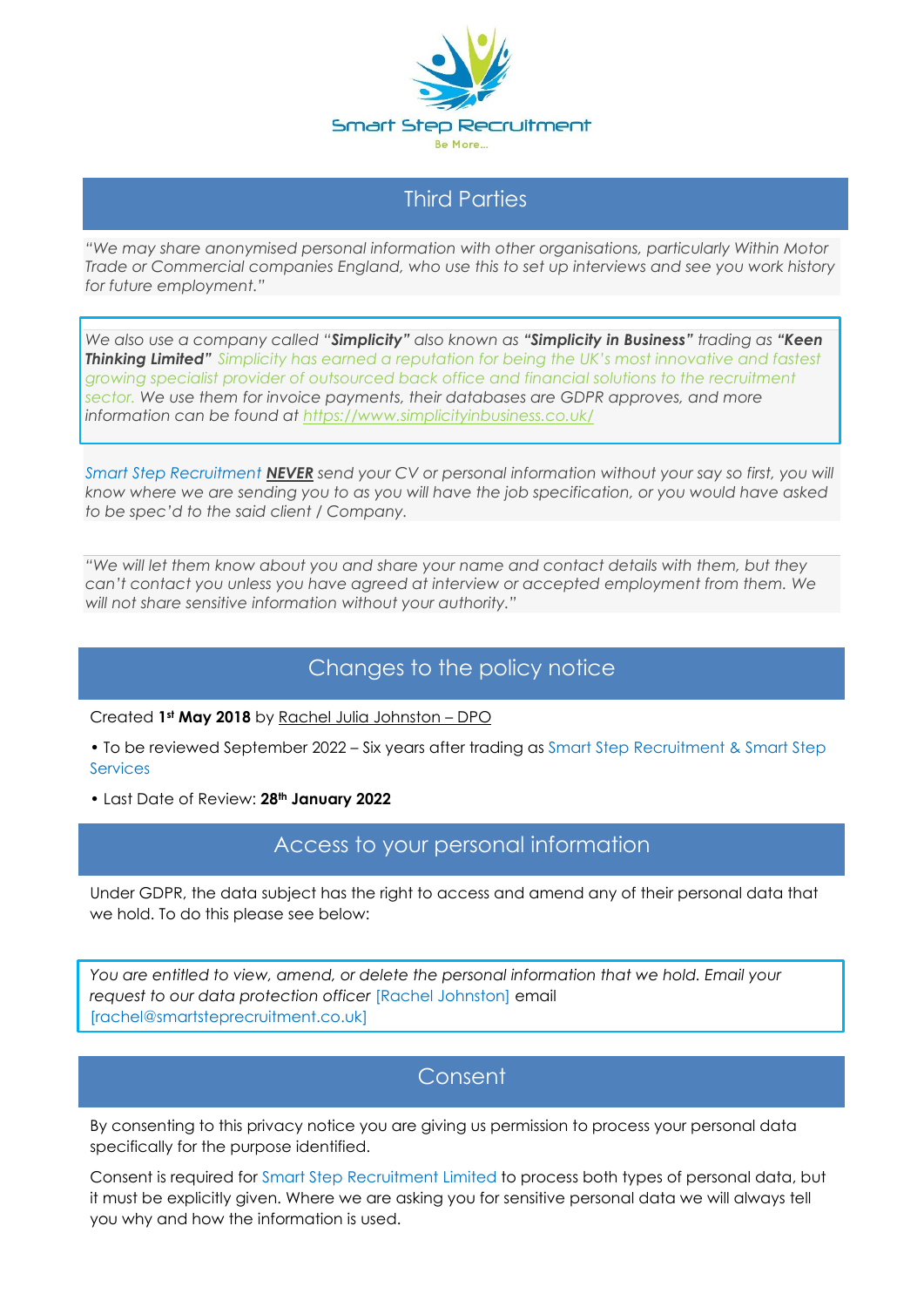## Third Parties

*"We may share anonymised personal information with other organisations, particularly Within Motor Trade or Commercial companies England, who use this to set up interviews and see you work history for future employment."*

*We also use a company called "**Simplicity**" also known as **"Simplicity in Business"** trading as **"Keen Thinking Limited"** Simplicity has earned a reputation for being the UK's most innovative and fastest growing specialist provider of outsourced back office and financial solutions to the recruitment sector. We use them for invoice payments, their databases are GDPR approves, and more information can be found at [https://www.simplicityinbusiness.co.uk/](https://www.simplicityinbusiness.co.uk/)*

*Smart Step Recruitment **NEVER** send your CV or personal information without your say so first, you will know where we are sending you to as you will have the job specification, or you would have asked to be spec'd to the said client / Company.*

*"We will let them know about you and share your name and contact details with them, but they can't contact you unless you have agreed at interview or accepted employment from them. We will not share sensitive information without your authority."*

## Changes to the policy notice

Created **1st May 2018** by Rachel Julia Johnston – DPO

- To be reviewed September 2022 – Six years after trading as Smart Step Recruitment & Smart Step Services
- Last Date of Review: **28th January 2022**

## Access to your personal information

Under GDPR, the data subject has the right to access and amend any of their personal data that we hold. To do this please see below:

*You are entitled to view, amend, or delete the personal information that we hold. Email your request to our data protection officer [Rachel Johnston] email [rachel@smartsteprecruitment.co.uk]*

## Consent

By consenting to this privacy notice you are giving us permission to process your personal data specifically for the purpose identified.

Consent is required for Smart Step Recruitment Limited to process both types of personal data, but it must be explicitly given. Where we are asking you for sensitive personal data we will always tell you why and how the information is used.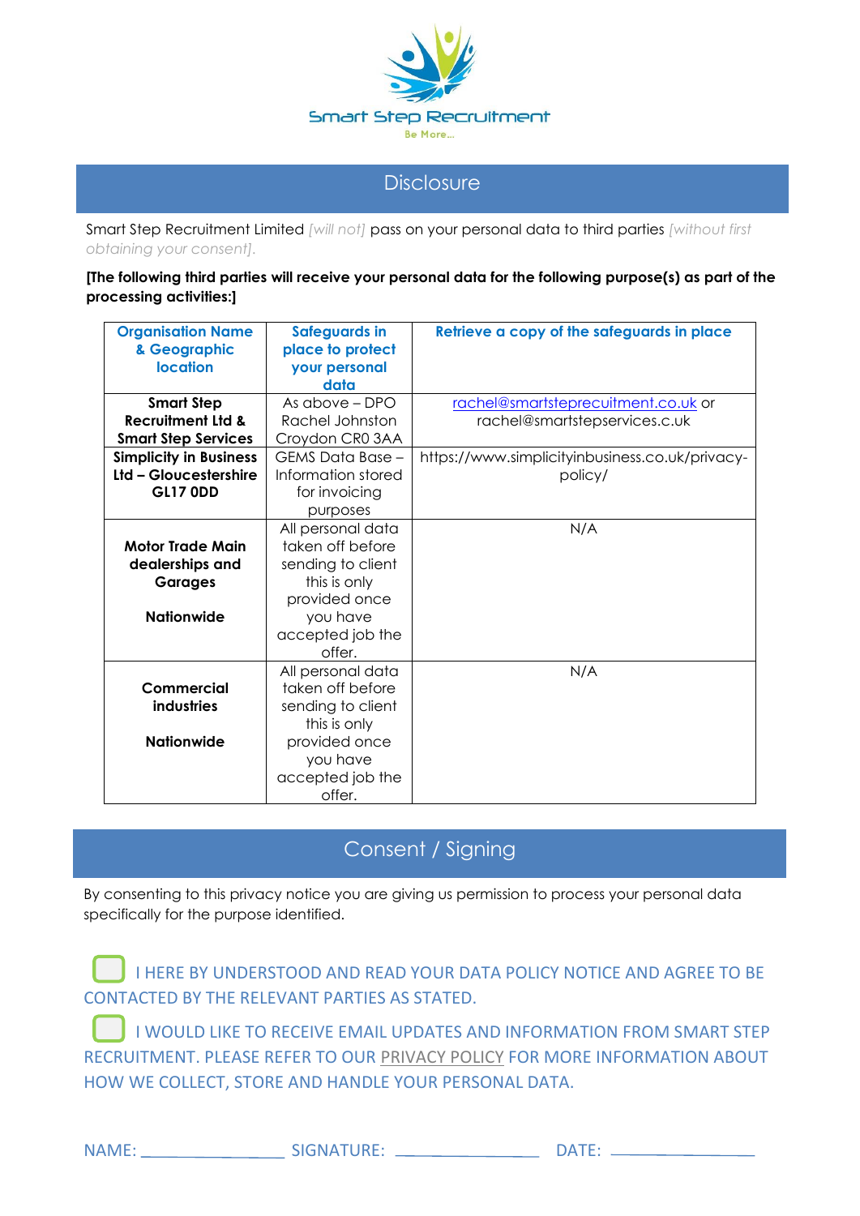Smart Step Recruitment

Be More...

## Disclosure

Smart Step Recruitment Limited *[will not]* pass on your personal data to third parties *[without first obtaining your consent]*.

**[The following third parties will receive your personal data for the following purpose(s) as part of the processing activities:]**

| Organisation Name & Geographic location | Safeguards in place to protect your personal data | Retrieve a copy of the safeguards in place |
|---|---|---|
| **Smart Step Recruitment Ltd & Smart Step Services** | As above – DPO Rachel Johnston Croydon CR0 3AA | rachel@smartsteprecuitment.co.uk or rachel@smartstepservices.c.uk |
| **Simplicity in Business Ltd – Gloucestershire GL17 0DD** | GEMS Data Base – Information stored for invoicing purposes | https://www.simplicityinbusiness.co.uk/privacy-policy/ |
| **Motor Trade Main dealerships and Garages** <br> **Nationwide** | All personal data taken off before sending to client this is only provided once you have accepted job the offer. | N/A |
| **Commercial industries** <br> **Nationwide** | All personal data taken off before sending to client this is only provided once you have accepted job the offer. | N/A |

## Consent / Signing

By consenting to this privacy notice you are giving us permission to process your personal data specifically for the purpose identified.

☐ I HERE BY UNDERSTOOD AND READ YOUR DATA POLICY NOTICE AND AGREE TO BE CONTACTED BY THE RELEVANT PARTIES AS STATED.

☐ I WOULD LIKE TO RECEIVE EMAIL UPDATES AND INFORMATION FROM SMART STEP RECRUITMENT. PLEASE REFER TO OUR PRIVACY POLICY FOR MORE INFORMATION ABOUT HOW WE COLLECT, STORE AND HANDLE YOUR PERSONAL DATA.

NAME: ________________ SIGNATURE: ________________ DATE: ________________